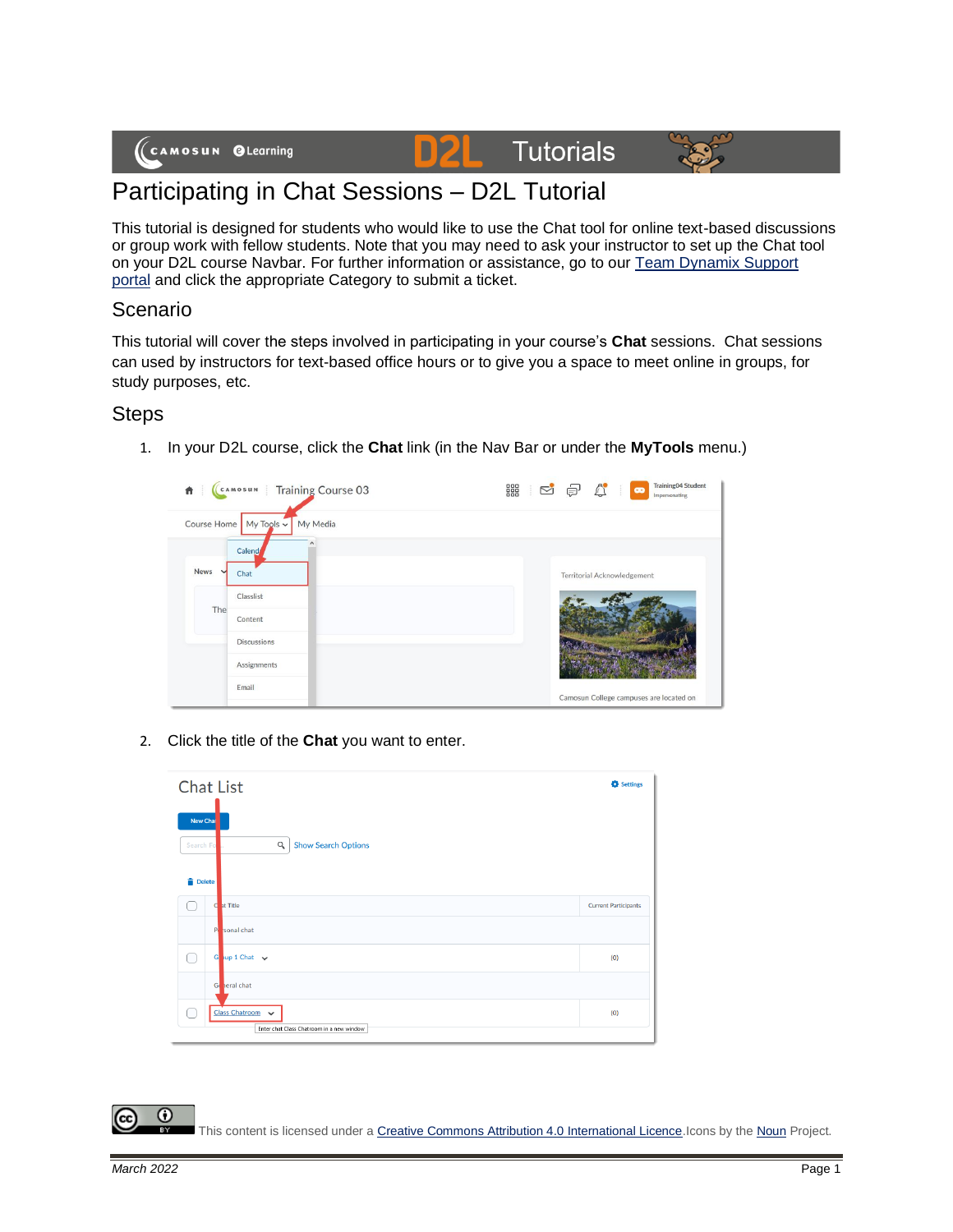# Participating in Chat Sessions – D2L Tutorial

This tutorial is designed for students who would like to use the Chat tool for online text-based discussions or group work with fellow students. Note that you may need to ask your instructor to set up the Chat tool on your D2L course Navbar. For further information or assistance, go to our Team Dynamix Support portal and click the appropriate Category to submit a ticket.

## Scenario

This tutorial will cover the steps involved in participating in your course's **Chat** sessions. Chat sessions can used by instructors for text-based office hours or to give you a space to meet online in groups, for study purposes, etc.

## Steps

1. In your D2L course, click the **Chat** link (in the Nav Bar or under the **MyTools** menu.)

2. Click the title of the **Chat** you want to enter.

This content is licensed under a Creative Commons Attribution 4.0 International Licence. Icons by the Noun Project.

*March 2022*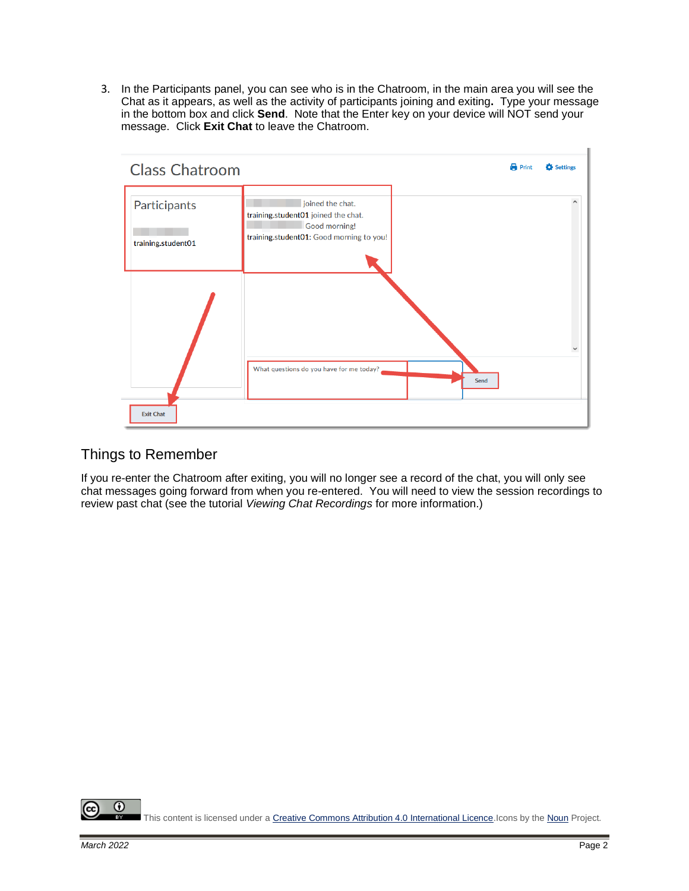3. In the Participants panel, you can see who is in the Chatroom, in the main area you will see the Chat as it appears, as well as the activity of participants joining and exiting**.** Type your message in the bottom box and click **Send**. Note that the Enter key on your device will NOT send your message. Click **Exit Chat** to leave the Chatroom.

## Things to Remember

If you re-enter the Chatroom after exiting, you will no longer see a record of the chat, you will only see chat messages going forward from when you re-entered. You will need to view the session recordings to review past chat (see the tutorial *Viewing Chat Recordings* for more information.)

This content is licensed under a [Creative Commons Attribution 4.0 International Licence](). Icons by the [Noun]() Project.

*March 2022*